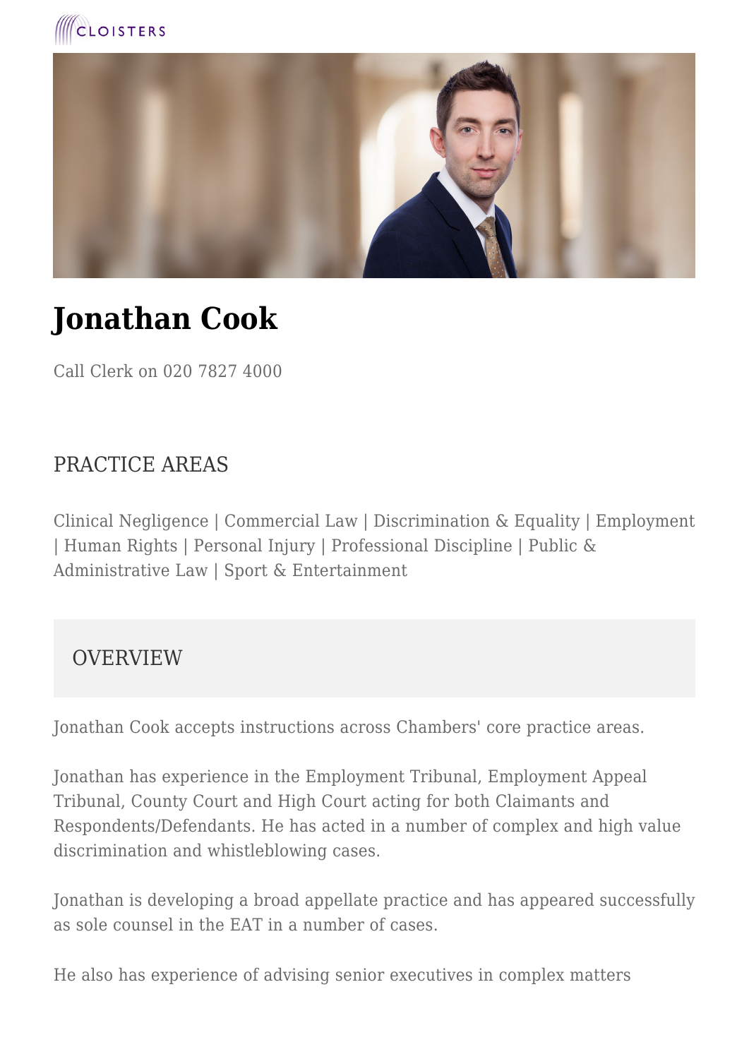CLOISTERS

# Jonathan Cook

Call Clerk on 020 7827 4000

## PRACTICE AREAS

Clinical Negligence | Commercial Law | Discrimination & Equality | Employment | Human Rights | Personal Injury | Professional Discipline | Public & Administrative Law | Sport & Entertainment

## OVERVIEW

Jonathan Cook accepts instructions across Chambers' core practice areas.

Jonathan has experience in the Employment Tribunal, Employment Appeal Tribunal, County Court and High Court acting for both Claimants and Respondents/Defendants. He has acted in a number of complex and high value discrimination and whistleblowing cases.

Jonathan is developing a broad appellate practice and has appeared successfully as sole counsel in the EAT in a number of cases.

He also has experience of advising senior executives in complex matters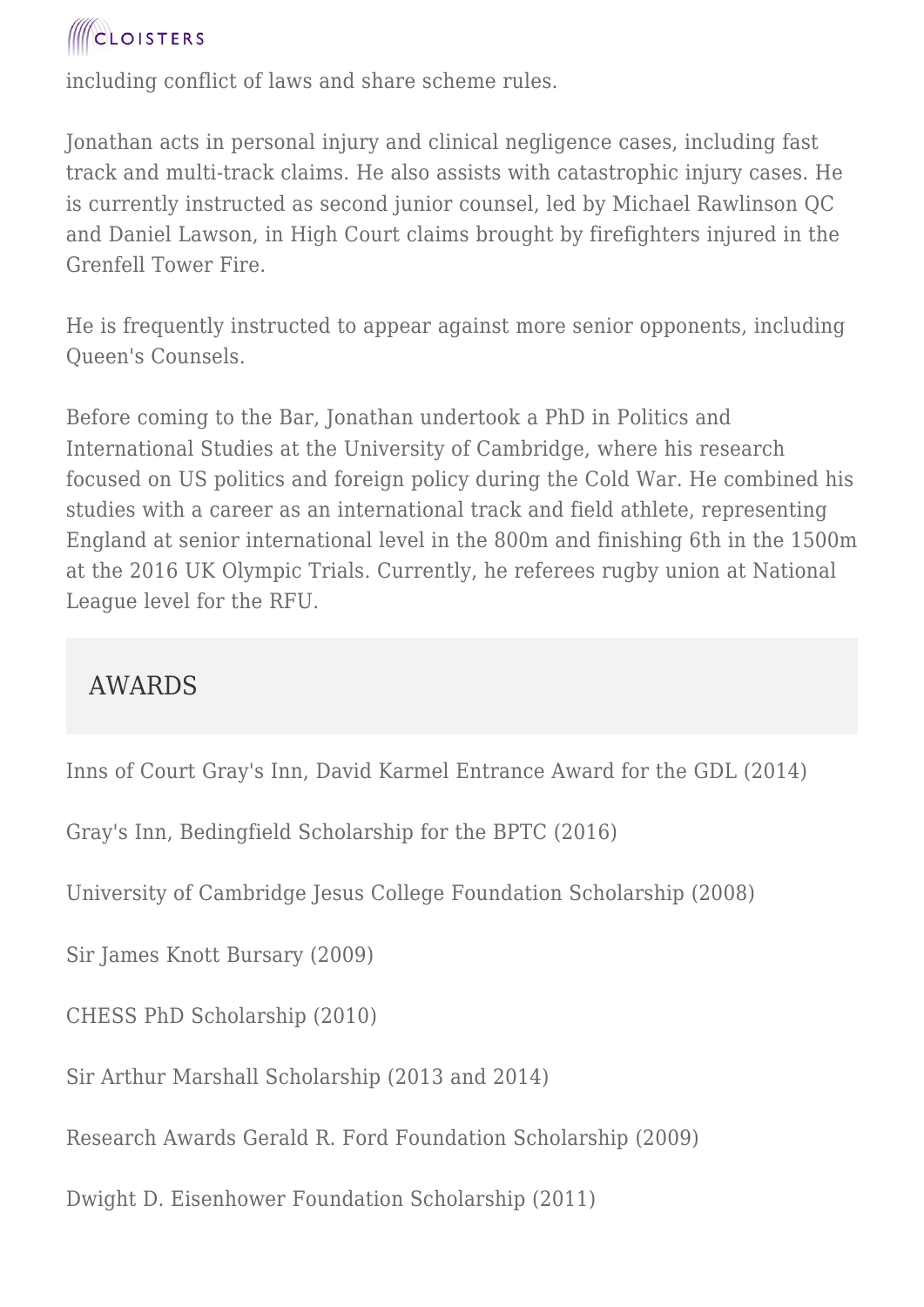including conflict of laws and share scheme rules.

Jonathan acts in personal injury and clinical negligence cases, including fast track and multi-track claims. He also assists with catastrophic injury cases. He is currently instructed as second junior counsel, led by Michael Rawlinson QC and Daniel Lawson, in High Court claims brought by firefighters injured in the Grenfell Tower Fire.

He is frequently instructed to appear against more senior opponents, including Queen's Counsels.

Before coming to the Bar, Jonathan undertook a PhD in Politics and International Studies at the University of Cambridge, where his research focused on US politics and foreign policy during the Cold War. He combined his studies with a career as an international track and field athlete, representing England at senior international level in the 800m and finishing 6th in the 1500m at the 2016 UK Olympic Trials. Currently, he referees rugby union at National League level for the RFU.

## AWARDS

Inns of Court Gray's Inn, David Karmel Entrance Award for the GDL (2014)

Gray's Inn, Bedingfield Scholarship for the BPTC (2016)

University of Cambridge Jesus College Foundation Scholarship (2008)

Sir James Knott Bursary (2009)

CHESS PhD Scholarship (2010)

Sir Arthur Marshall Scholarship (2013 and 2014)

Research Awards Gerald R. Ford Foundation Scholarship (2009)

Dwight D. Eisenhower Foundation Scholarship (2011)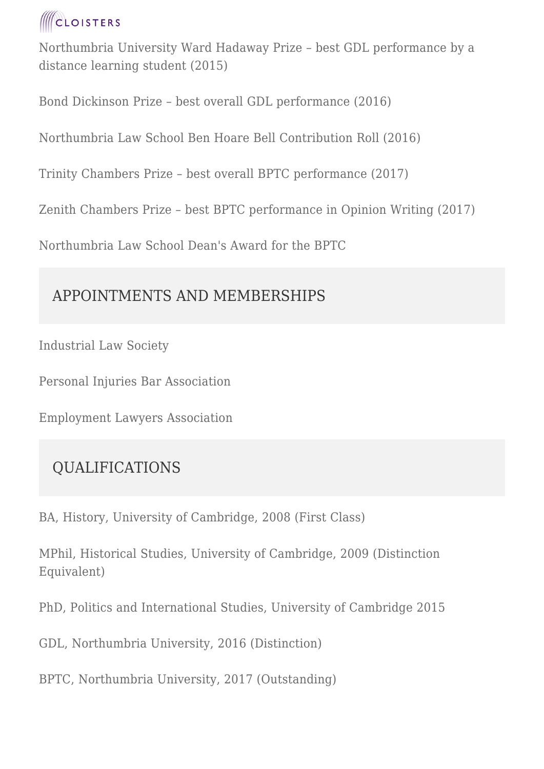Northumbria University Ward Hadaway Prize – best GDL performance by a distance learning student (2015)

Bond Dickinson Prize – best overall GDL performance (2016)

Northumbria Law School Ben Hoare Bell Contribution Roll (2016)

Trinity Chambers Prize – best overall BPTC performance (2017)

Zenith Chambers Prize – best BPTC performance in Opinion Writing (2017)

Northumbria Law School Dean's Award for the BPTC

## APPOINTMENTS AND MEMBERSHIPS

Industrial Law Society

Personal Injuries Bar Association

Employment Lawyers Association

## QUALIFICATIONS

BA, History, University of Cambridge, 2008 (First Class)

MPhil, Historical Studies, University of Cambridge, 2009 (Distinction Equivalent)

PhD, Politics and International Studies, University of Cambridge 2015

GDL, Northumbria University, 2016 (Distinction)

BPTC, Northumbria University, 2017 (Outstanding)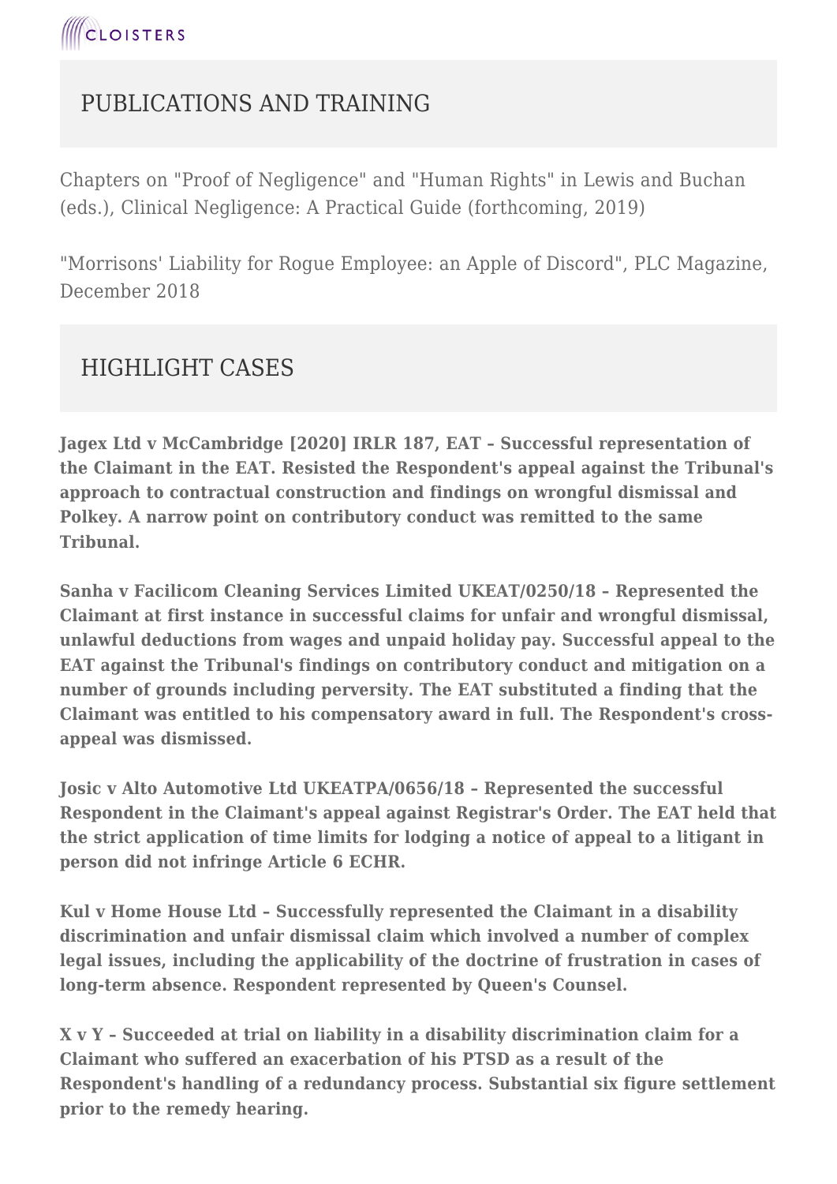## PUBLICATIONS AND TRAINING

Chapters on "Proof of Negligence" and "Human Rights" in Lewis and Buchan (eds.), Clinical Negligence: A Practical Guide (forthcoming, 2019)

"Morrisons' Liability for Rogue Employee: an Apple of Discord", PLC Magazine, December 2018

## HIGHLIGHT CASES

**Jagex Ltd v McCambridge [2020] IRLR 187, EAT – Successful representation of the Claimant in the EAT. Resisted the Respondent's appeal against the Tribunal's approach to contractual construction and findings on wrongful dismissal and Polkey. A narrow point on contributory conduct was remitted to the same Tribunal.**

**Sanha v Facilicom Cleaning Services Limited UKEAT/0250/18 – Represented the Claimant at first instance in successful claims for unfair and wrongful dismissal, unlawful deductions from wages and unpaid holiday pay. Successful appeal to the EAT against the Tribunal's findings on contributory conduct and mitigation on a number of grounds including perversity. The EAT substituted a finding that the Claimant was entitled to his compensatory award in full. The Respondent's cross-appeal was dismissed.**

**Josic v Alto Automotive Ltd UKEATPA/0656/18 – Represented the successful Respondent in the Claimant's appeal against Registrar's Order. The EAT held that the strict application of time limits for lodging a notice of appeal to a litigant in person did not infringe Article 6 ECHR.**

**Kul v Home House Ltd – Successfully represented the Claimant in a disability discrimination and unfair dismissal claim which involved a number of complex legal issues, including the applicability of the doctrine of frustration in cases of long-term absence. Respondent represented by Queen's Counsel.**

**X v Y – Succeeded at trial on liability in a disability discrimination claim for a Claimant who suffered an exacerbation of his PTSD as a result of the Respondent's handling of a redundancy process. Substantial six figure settlement prior to the remedy hearing.**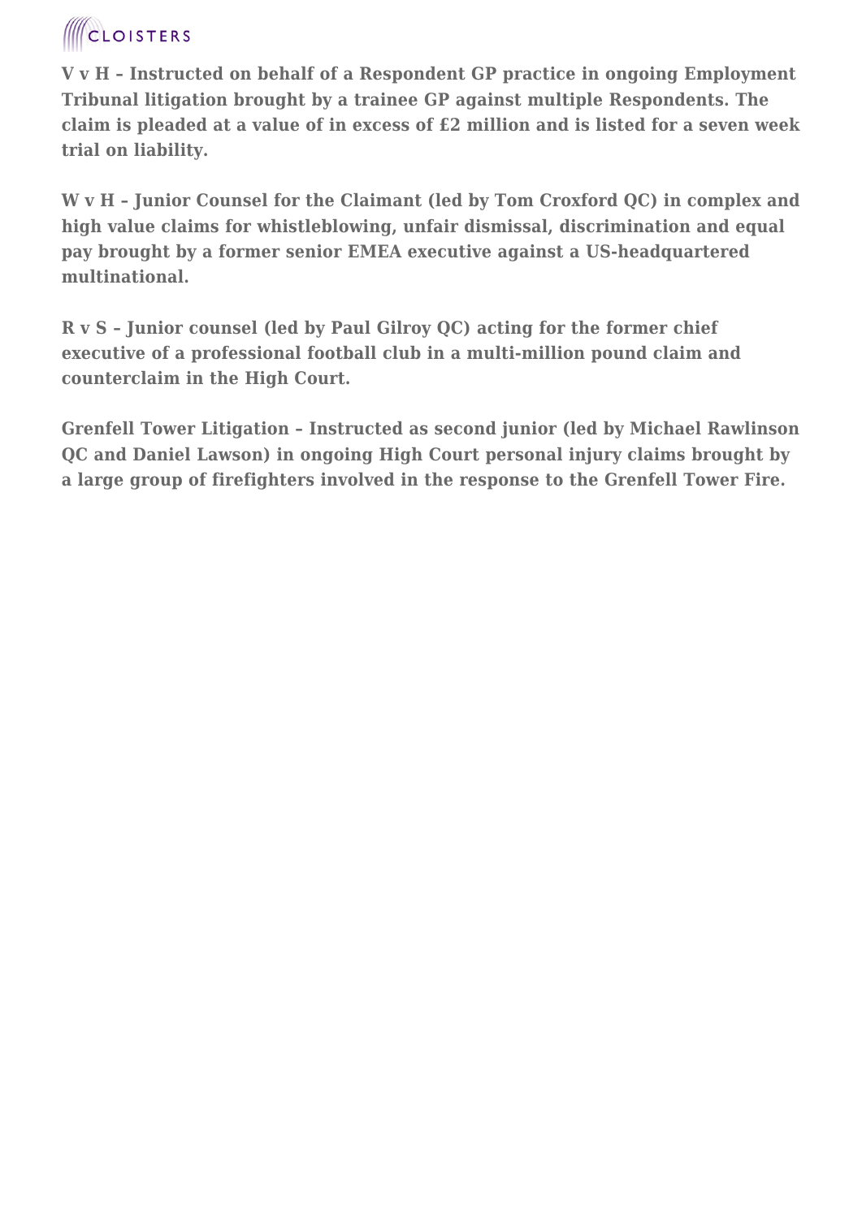**V v H – Instructed on behalf of a Respondent GP practice in ongoing Employment Tribunal litigation brought by a trainee GP against multiple Respondents. The claim is pleaded at a value of in excess of £2 million and is listed for a seven week trial on liability.**

**W v H – Junior Counsel for the Claimant (led by Tom Croxford QC) in complex and high value claims for whistleblowing, unfair dismissal, discrimination and equal pay brought by a former senior EMEA executive against a US-headquartered multinational.**

**R v S – Junior counsel (led by Paul Gilroy QC) acting for the former chief executive of a professional football club in a multi-million pound claim and counterclaim in the High Court.**

**Grenfell Tower Litigation – Instructed as second junior (led by Michael Rawlinson QC and Daniel Lawson) in ongoing High Court personal injury claims brought by a large group of firefighters involved in the response to the Grenfell Tower Fire.**